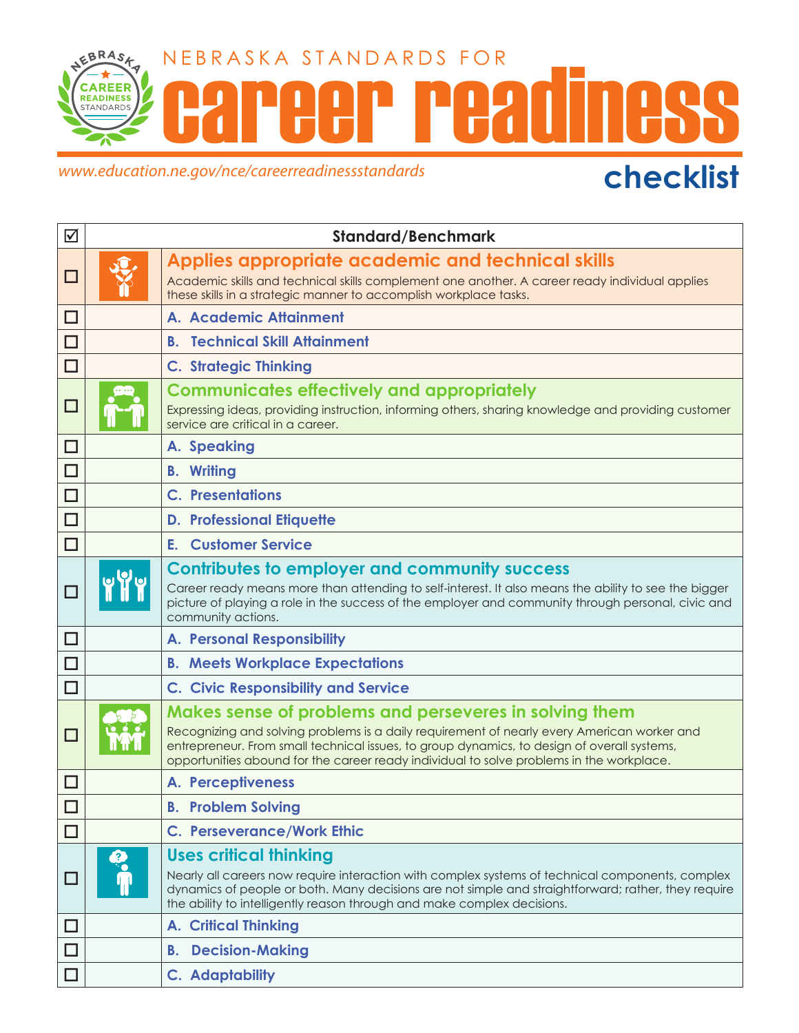NEBRASKA CAREER READINESS STANDARDS

# NEBRASKA STANDARDS FOR career readiness

*www.education.ne.gov/nce/careerreadinessstandards*

## checklist

| ☑ | | Standard/Benchmark |
|---|---|---|
| ☐ | | **Applies appropriate academic and technical skills**<br>Academic skills and technical skills complement one another. A career ready individual applies these skills in a strategic manner to accomplish workplace tasks. |
| ☐ | | **A. Academic Attainment** |
| ☐ | | **B. Technical Skill Attainment** |
| ☐ | | **C. Strategic Thinking** |
| ☐ | | **Communicates effectively and appropriately**<br>Expressing ideas, providing instruction, informing others, sharing knowledge and providing customer service are critical in a career. |
| ☐ | | **A. Speaking** |
| ☐ | | **B. Writing** |
| ☐ | | **C. Presentations** |
| ☐ | | **D. Professional Etiquette** |
| ☐ | | **E. Customer Service** |
| ☐ | | **Contributes to employer and community success**<br>Career ready means more than attending to self-interest. It also means the ability to see the bigger picture of playing a role in the success of the employer and community through personal, civic and community actions. |
| ☐ | | **A. Personal Responsibility** |
| ☐ | | **B. Meets Workplace Expectations** |
| ☐ | | **C. Civic Responsibility and Service** |
| ☐ | | **Makes sense of problems and perseveres in solving them**<br>Recognizing and solving problems is a daily requirement of nearly every American worker and entrepreneur. From small technical issues, to group dynamics, to design of overall systems, opportunities abound for the career ready individual to solve problems in the workplace. |
| ☐ | | **A. Perceptiveness** |
| ☐ | | **B. Problem Solving** |
| ☐ | | **C. Perseverance/Work Ethic** |
| ☐ | | **Uses critical thinking**<br>Nearly all careers now require interaction with complex systems of technical components, complex dynamics of people or both. Many decisions are not simple and straightforward; rather, they require the ability to intelligently reason through and make complex decisions. |
| ☐ | | **A. Critical Thinking** |
| ☐ | | **B. Decision-Making** |
| ☐ | | **C. Adaptability** |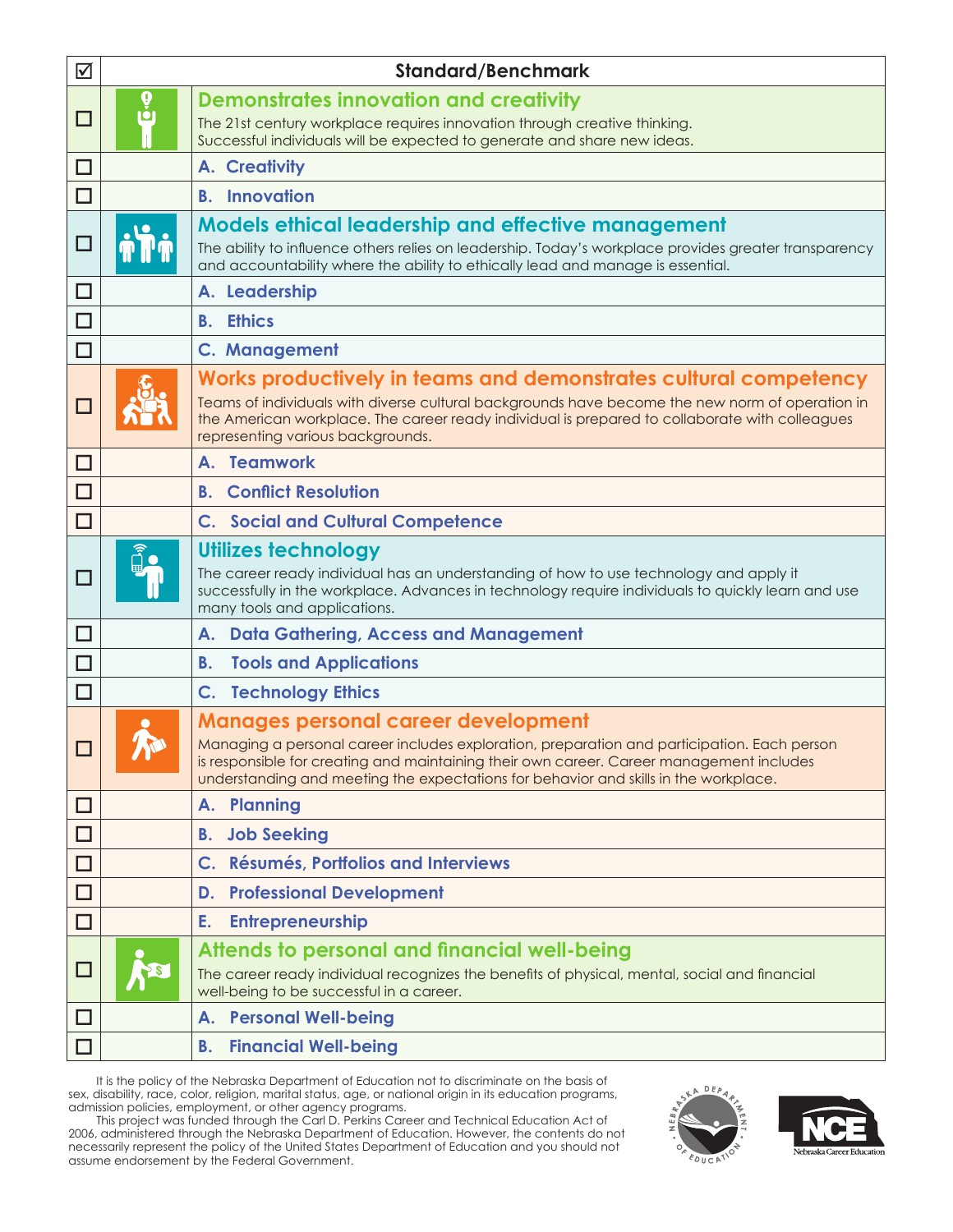| ☑ | | Standard/Benchmark |
|---|---|---|
| ☐ | | **Demonstrates innovation and creativity**<br>The 21st century workplace requires innovation through creative thinking. Successful individuals will be expected to generate and share new ideas. |
| ☐ | | **A. Creativity** |
| ☐ | | **B. Innovation** |
| ☐ | | **Models ethical leadership and effective management**<br>The ability to influence others relies on leadership. Today's workplace provides greater transparency and accountability where the ability to ethically lead and manage is essential. |
| ☐ | | **A. Leadership** |
| ☐ | | **B. Ethics** |
| ☐ | | **C. Management** |
| ☐ | | **Works productively in teams and demonstrates cultural competency**<br>Teams of individuals with diverse cultural backgrounds have become the new norm of operation in the American workplace. The career ready individual is prepared to collaborate with colleagues representing various backgrounds. |
| ☐ | | **A. Teamwork** |
| ☐ | | **B. Conflict Resolution** |
| ☐ | | **C. Social and Cultural Competence** |
| ☐ | | **Utilizes technology**<br>The career ready individual has an understanding of how to use technology and apply it successfully in the workplace. Advances in technology require individuals to quickly learn and use many tools and applications. |
| ☐ | | **A. Data Gathering, Access and Management** |
| ☐ | | **B. Tools and Applications** |
| ☐ | | **C. Technology Ethics** |
| ☐ | | **Manages personal career development**<br>Managing a personal career includes exploration, preparation and participation. Each person is responsible for creating and maintaining their own career. Career management includes understanding and meeting the expectations for behavior and skills in the workplace. |
| ☐ | | **A. Planning** |
| ☐ | | **B. Job Seeking** |
| ☐ | | **C. Résumés, Portfolios and Interviews** |
| ☐ | | **D. Professional Development** |
| ☐ | | **E. Entrepreneurship** |
| ☐ | | **Attends to personal and financial well-being**<br>The career ready individual recognizes the benefits of physical, mental, social and financial well-being to be successful in a career. |
| ☐ | | **A. Personal Well-being** |
| ☐ | | **B. Financial Well-being** |

It is the policy of the Nebraska Department of Education not to discriminate on the basis of sex, disability, race, color, religion, marital status, age, or national origin in its education programs, admission policies, employment, or other agency programs.

This project was funded through the Carl D. Perkins Career and Technical Education Act of 2006, administered through the Nebraska Department of Education. However, the contents do not necessarily represent the policy of the United States Department of Education and you should not assume endorsement by the Federal Government.